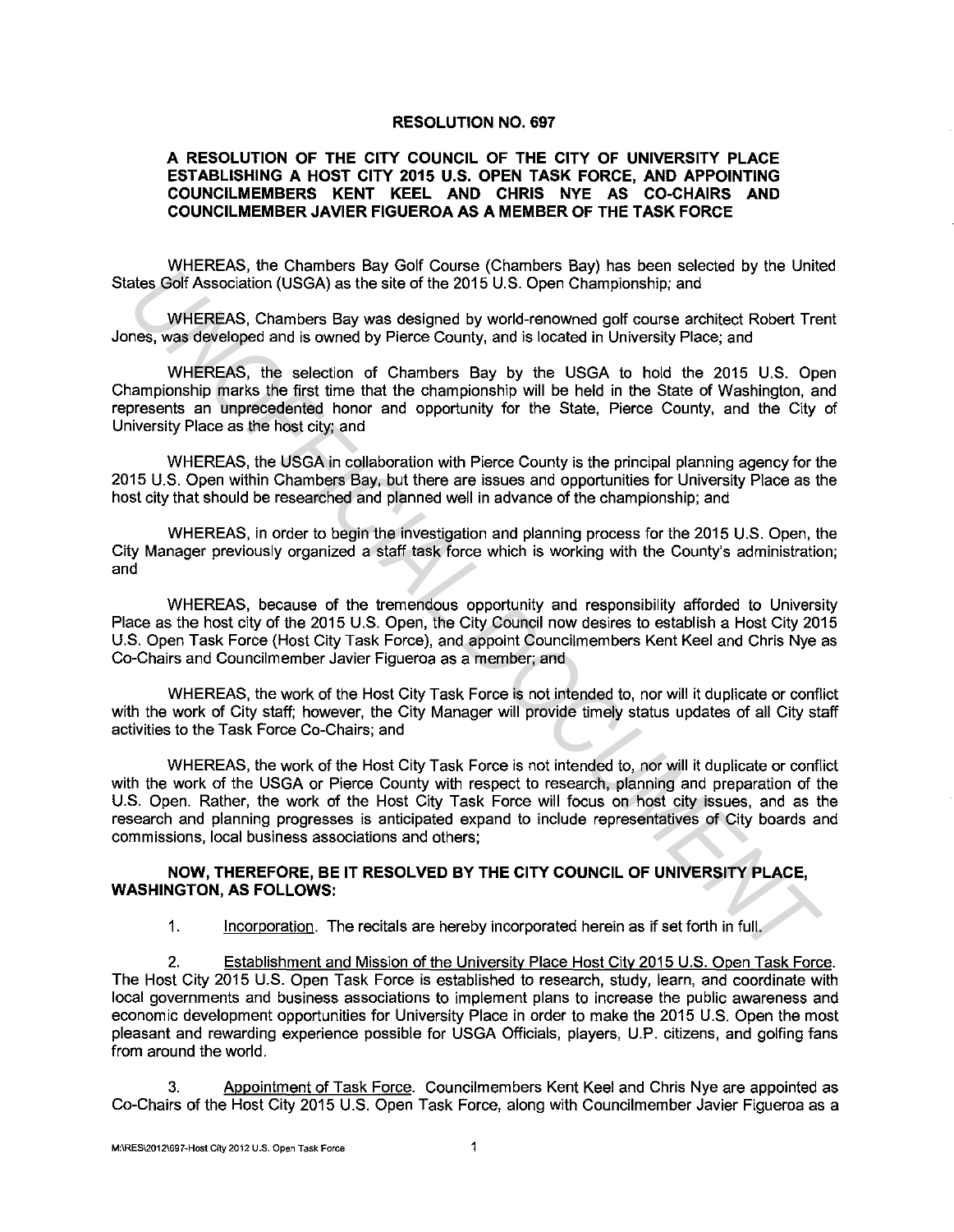**RESOLUTION NO. 697**

**A RESOLUTION OF THE CITY COUNCIL OF THE CITY OF UNIVERSITY PLACE ESTABLISHING A HOST CITY 2015 U.S. OPEN TASK FORCE, AND APPOINTING COUNCILMEMBERS KENT KEEL AND CHRIS NYE AS CO-CHAIRS AND COUNCILMEMBER JAVIER FIGUEROA AS A MEMBER OF THE TASK FORCE**

WHEREAS, the Chambers Bay Golf Course (Chambers Bay) has been selected by the United States Golf Association (USGA) as the site of the 2015 U.S. Open Championship; and

WHEREAS, Chambers Bay was designed by world-renowned golf course architect Robert Trent Jones, was developed and is owned by Pierce County, and is located in University Place; and

WHEREAS, the selection of Chambers Bay by the USGA to hold the 2015 U.S. Open Championship marks the first time that the championship will be held in the State of Washington, and represents an unprecedented honor and opportunity for the State, Pierce County, and the City of University Place as the host city; and

WHEREAS, the USGA in collaboration with Pierce County is the principal planning agency for the 2015 U.S. Open within Chambers Bay, but there are issues and opportunities for University Place as the host city that should be researched and planned well in advance of the championship; and

WHEREAS, in order to begin the investigation and planning process for the 2015 U.S. Open, the City Manager previously organized a staff task force which is working with the County's administration; and

WHEREAS, because of the tremendous opportunity and responsibility afforded to University Place as the host city of the 2015 U.S. Open, the City Council now desires to establish a Host City 2015 U.S. Open Task Force (Host City Task Force), and appoint Councilmembers Kent Keel and Chris Nye as Co-Chairs and Councilmember Javier Figueroa as a member; and

WHEREAS, the work of the Host City Task Force is not intended to, nor will it duplicate or conflict with the work of City staff; however, the City Manager will provide timely status updates of all City staff activities to the Task Force Co-Chairs; and

WHEREAS, the work of the Host City Task Force is not intended to, nor will it duplicate or conflict with the work of the USGA or Pierce County with respect to research, planning and preparation of the U.S. Open. Rather, the work of the Host City Task Force will focus on host city issues, and as the research and planning progresses is anticipated expand to include representatives of City boards and commissions, local business associations and others;

**NOW, THEREFORE, BE IT RESOLVED BY THE CITY COUNCIL OF UNIVERSITY PLACE, WASHINGTON, AS FOLLOWS:**

1. Incorporation. The recitals are hereby incorporated herein as if set forth in full.

2. Establishment and Mission of the University Place Host City 2015 U.S. Open Task Force. The Host City 2015 U.S. Open Task Force is established to research, study, learn, and coordinate with local governments and business associations to implement plans to increase the public awareness and economic development opportunities for University Place in order to make the 2015 U.S. Open the most pleasant and rewarding experience possible for USGA Officials, players, U.P. citizens, and golfing fans from around the world.

3. Appointment of Task Force. Councilmembers Kent Keel and Chris Nye are appointed as Co-Chairs of the Host City 2015 U.S. Open Task Force, along with Councilmember Javier Figueroa as a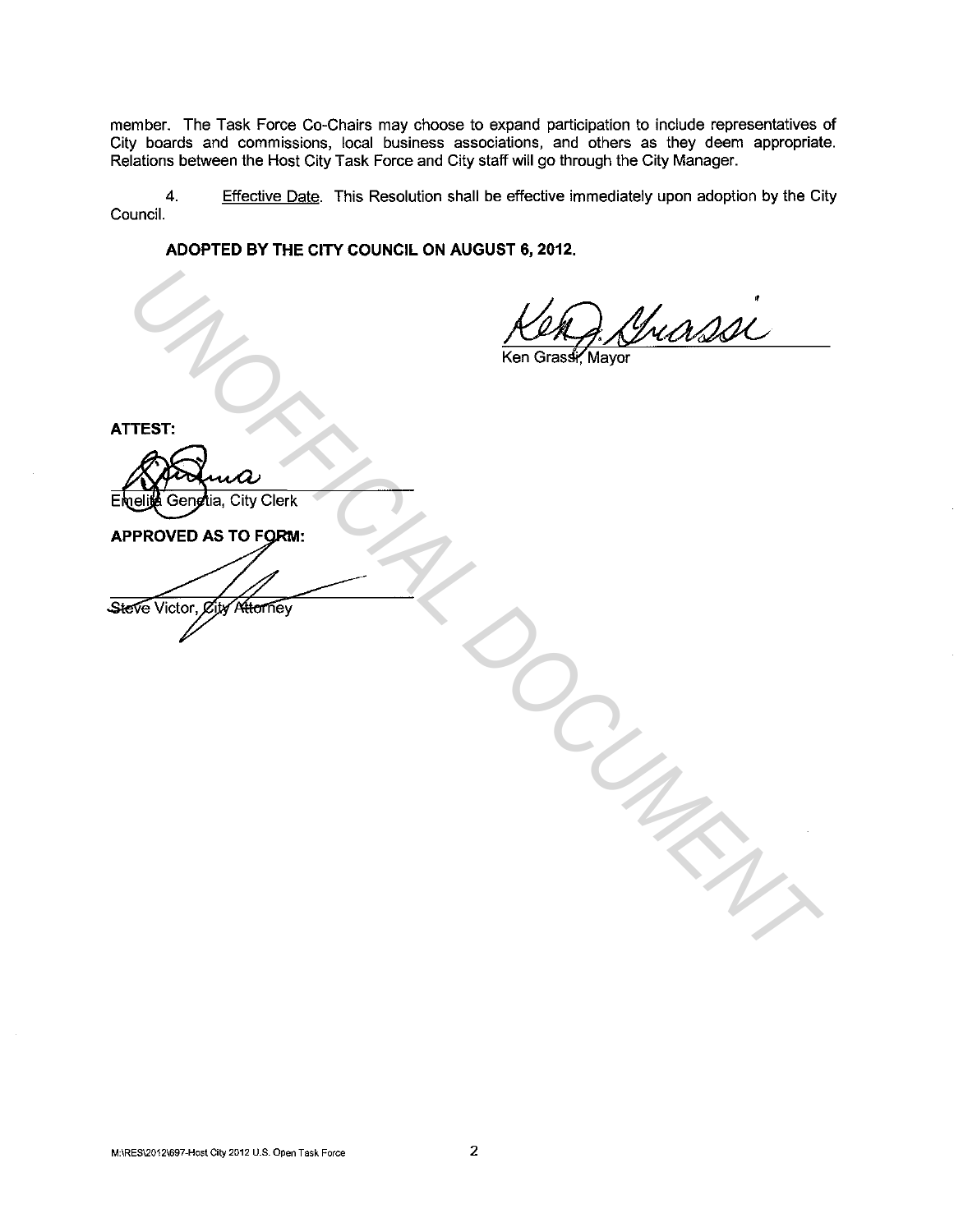member. The Task Force Co-Chairs may choose to expand participation to include representatives of City boards and commissions, local business associations, and others as they deem appropriate. Relations between the Host City Task Force and City staff will go through the City Manager.

4. Effective Date. This Resolution shall be effective immediately upon adoption by the City Council.

**ADOPTED BY THE CITY COUNCIL ON AUGUST 6, 2012.**

Ken Grassi, Mayor

**ATTEST:**

Emelita Genetia, City Clerk

**APPROVED AS TO FORM:**

Steve Victor, City Attorney

UNOFFICIAL DOCUMENT

M:\RES\2012\697-Host City 2012 U.S. Open Task Force